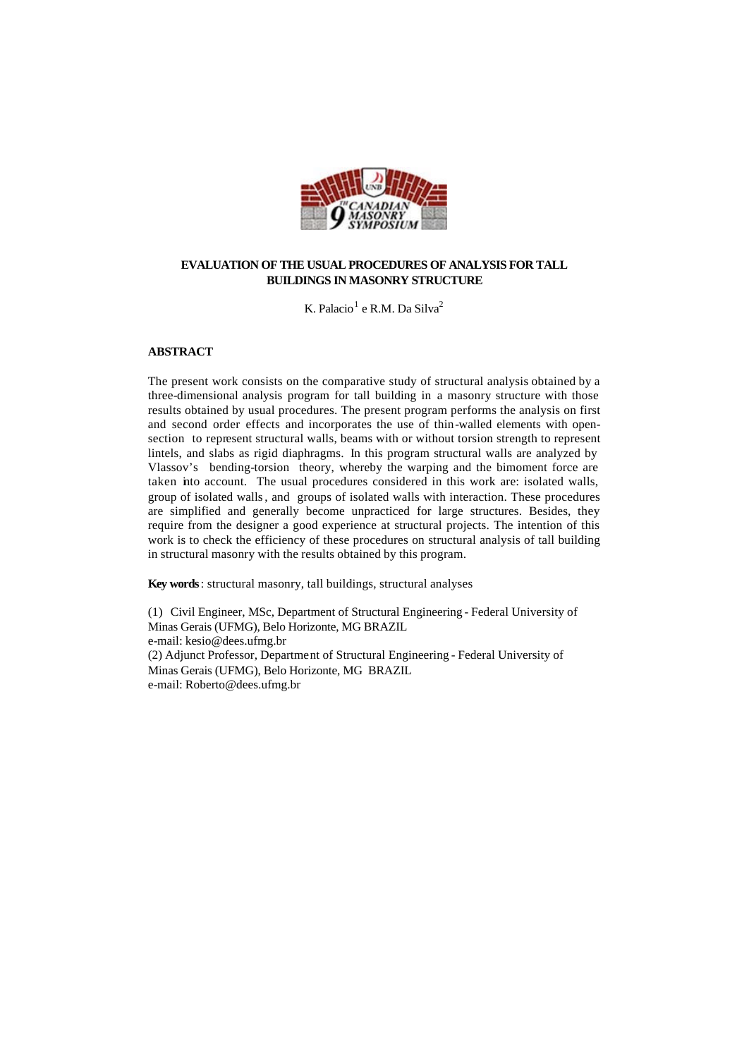# EVALUATION OF THE USUAL PROCEDURES OF ANALYSIS FOR TALL BUILDINGS IN MASONRY STRUCTURE

K. Palacio[1] e R.M. Da Silva[2]

## ABSTRACT

The present work consists on the comparative study of structural analysis obtained by a three-dimensional analysis program for tall building in a masonry structure with those results obtained by usual procedures. The present program performs the analysis on first and second order effects and incorporates the use of thin-walled elements with open-section to represent structural walls, beams with or without torsion strength to represent lintels, and slabs as rigid diaphragms. In this program structural walls are analyzed by Vlassov's bending-torsion theory, whereby the warping and the bimoment force are taken into account. The usual procedures considered in this work are: isolated walls, group of isolated walls, and groups of isolated walls with interaction. These procedures are simplified and generally become unpracticed for large structures. Besides, they require from the designer a good experience at structural projects. The intention of this work is to check the efficiency of these procedures on structural analysis of tall building in structural masonry with the results obtained by this program.

**Key words**: structural masonry, tall buildings, structural analyses

(1) Civil Engineer, MSc, Department of Structural Engineering - Federal University of Minas Gerais (UFMG), Belo Horizonte, MG BRAZIL
e-mail: kesio@dees.ufmg.br

(2) Adjunct Professor, Department of Structural Engineering - Federal University of Minas Gerais (UFMG), Belo Horizonte, MG BRAZIL
e-mail: Roberto@dees.ufmg.br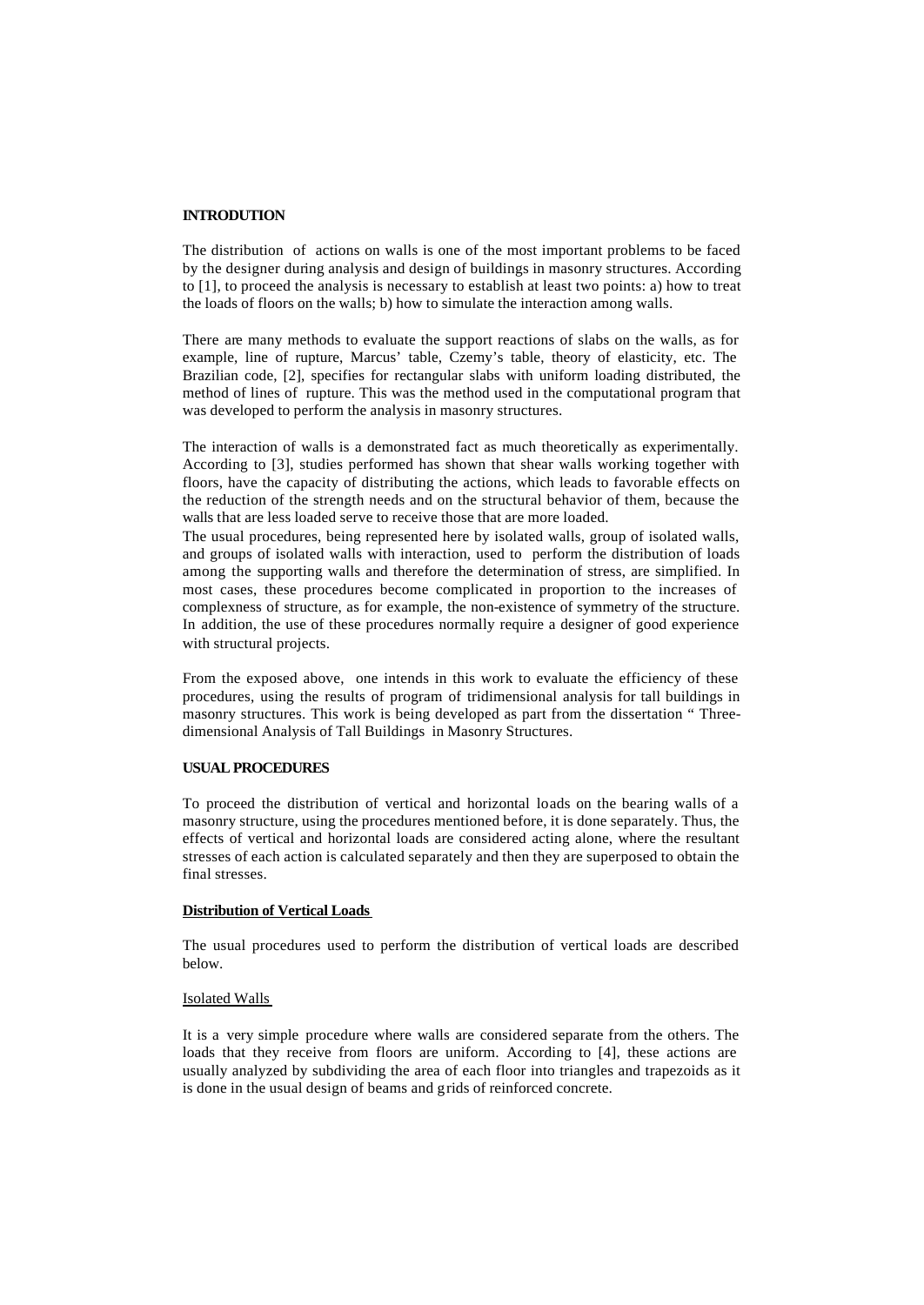## INTRODUTION

The distribution of actions on walls is one of the most important problems to be faced by the designer during analysis and design of buildings in masonry structures. According to [1], to proceed the analysis is necessary to establish at least two points: a) how to treat the loads of floors on the walls; b) how to simulate the interaction among walls.

There are many methods to evaluate the support reactions of slabs on the walls, as for example, line of rupture, Marcus' table, Czemy's table, theory of elasticity, etc. The Brazilian code, [2], specifies for rectangular slabs with uniform loading distributed, the method of lines of rupture. This was the method used in the computational program that was developed to perform the analysis in masonry structures.

The interaction of walls is a demonstrated fact as much theoretically as experimentally. According to [3], studies performed has shown that shear walls working together with floors, have the capacity of distributing the actions, which leads to favorable effects on the reduction of the strength needs and on the structural behavior of them, because the walls that are less loaded serve to receive those that are more loaded.

The usual procedures, being represented here by isolated walls, group of isolated walls, and groups of isolated walls with interaction, used to perform the distribution of loads among the supporting walls and therefore the determination of stress, are simplified. In most cases, these procedures become complicated in proportion to the increases of complexness of structure, as for example, the non-existence of symmetry of the structure. In addition, the use of these procedures normally require a designer of good experience with structural projects.

From the exposed above, one intends in this work to evaluate the efficiency of these procedures, using the results of program of tridimensional analysis for tall buildings in masonry structures. This work is being developed as part from the dissertation " Three-dimensional Analysis of Tall Buildings in Masonry Structures.

## USUAL PROCEDURES

To proceed the distribution of vertical and horizontal loads on the bearing walls of a masonry structure, using the procedures mentioned before, it is done separately. Thus, the effects of vertical and horizontal loads are considered acting alone, where the resultant stresses of each action is calculated separately and then they are superposed to obtain the final stresses.

### Distribution of Vertical Loads

The usual procedures used to perform the distribution of vertical loads are described below.

#### Isolated Walls

It is a very simple procedure where walls are considered separate from the others. The loads that they receive from floors are uniform. According to [4], these actions are usually analyzed by subdividing the area of each floor into triangles and trapezoids as it is done in the usual design of beams and grids of reinforced concrete.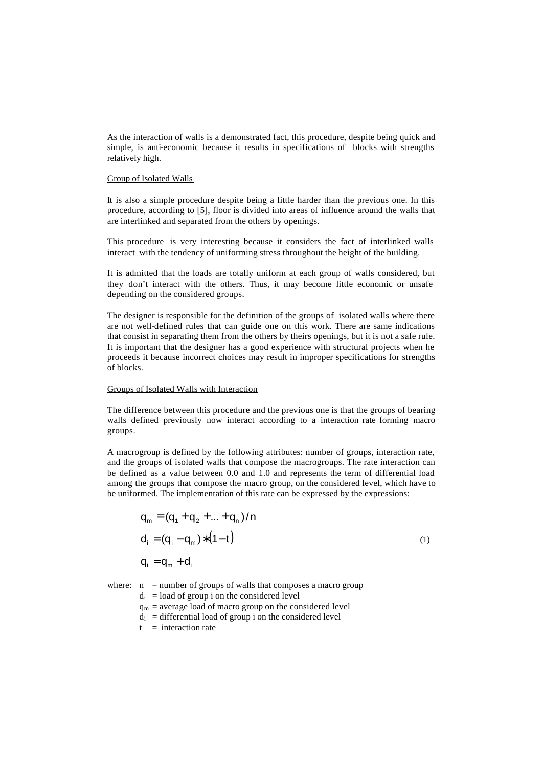As the interaction of walls is a demonstrated fact, this procedure, despite being quick and simple, is anti-economic because it results in specifications of blocks with strengths relatively high.

Group of Isolated Walls

It is also a simple procedure despite being a little harder than the previous one. In this procedure, according to [5], floor is divided into areas of influence around the walls that are interlinked and separated from the others by openings.

This procedure is very interesting because it considers the fact of interlinked walls interact with the tendency of uniforming stress throughout the height of the building.

It is admitted that the loads are totally uniform at each group of walls considered, but they don't interact with the others. Thus, it may become little economic or unsafe depending on the considered groups.

The designer is responsible for the definition of the groups of isolated walls where there are not well-defined rules that can guide one on this work. There are same indications that consist in separating them from the others by theirs openings, but it is not a safe rule. It is important that the designer has a good experience with structural projects when he proceeds it because incorrect choices may result in improper specifications for strengths of blocks.

Groups of Isolated Walls with Interaction

The difference between this procedure and the previous one is that the groups of bearing walls defined previously now interact according to a interaction rate forming macro groups.

A macrogroup is defined by the following attributes: number of groups, interaction rate, and the groups of isolated walls that compose the macrogroups. The rate interaction can be defined as a value between 0.0 and 1.0 and represents the term of differential load among the groups that compose the macro group, on the considered level, which have to be uniformed. The implementation of this rate can be expressed by the expressions:

$$
\begin{aligned}
q_m &= (q_1 + q_2 + \ldots + q_n)/n \\
d_i &= (q_i - q_m) * (1 - t) \\
q_i &= q_m + d_i
\end{aligned}
\tag{1}
$$

where: $n$ = number of groups of walls that composes a macro group
$d_i$ = load of group i on the considered level
$q_m$ = average load of macro group on the considered level
$d_i$ = differential load of group i on the considered level
$t$ = interaction rate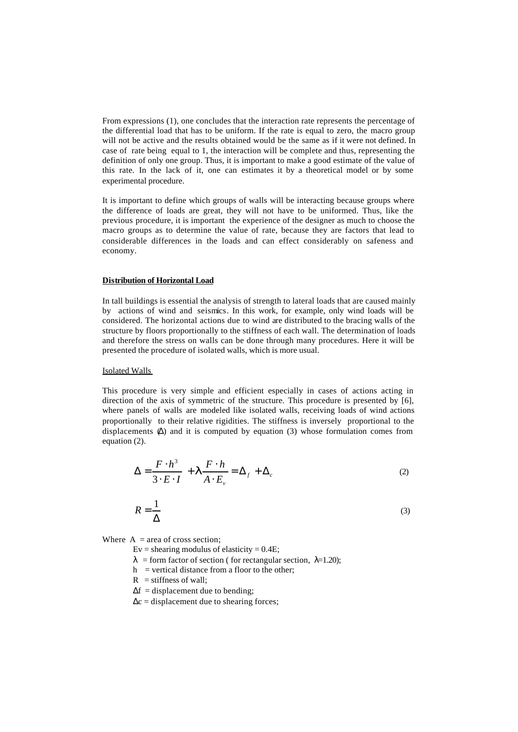From expressions (1), one concludes that the interaction rate represents the percentage of the differential load that has to be uniform. If the rate is equal to zero, the macro group will not be active and the results obtained would be the same as if it were not defined. In case of rate being equal to 1, the interaction will be complete and thus, representing the definition of only one group. Thus, it is important to make a good estimate of the value of this rate. In the lack of it, one can estimates it by a theoretical model or by some experimental procedure.

It is important to define which groups of walls will be interacting because groups where the difference of loads are great, they will not have to be uniformed. Thus, like the previous procedure, it is important the experience of the designer as much to choose the macro groups as to determine the value of rate, because they are factors that lead to considerable differences in the loads and can effect considerably on safeness and economy.

## Distribution of Horizontal Load

In tall buildings is essential the analysis of strength to lateral loads that are caused mainly by actions of wind and seismics. In this work, for example, only wind loads will be considered. The horizontal actions due to wind are distributed to the bracing walls of the structure by floors proportionally to the stiffness of each wall. The determination of loads and therefore the stress on walls can be done through many procedures. Here it will be presented the procedure of isolated walls, which is more usual.

### Isolated Walls

This procedure is very simple and efficient especially in cases of actions acting in direction of the axis of symmetric of the structure. This procedure is presented by [6], where panels of walls are modeled like isolated walls, receiving loads of wind actions proportionally to their relative rigidities. The stiffness is inversely proportional to the displacements ($\Delta$) and it is computed by equation (3) whose formulation comes from equation (2).

$$\Delta = \frac{F \cdot h^3}{3 \cdot E \cdot I} + \lambda \frac{F \cdot h}{A \cdot E_v} = \Delta_f + \Delta_c \tag{2}$$

$$R = \frac{1}{\Delta} \tag{3}$$

Where A = area of cross section;

- $E_v$ = shearing modulus of elasticity = 0.4E;
- $\lambda$ = form factor of section ( for rectangular section, $\lambda$=1.20);
- h = vertical distance from a floor to the other;
- R = stiffness of wall;
- $\Delta f$ = displacement due to bending;
- $\Delta c$ = displacement due to shearing forces;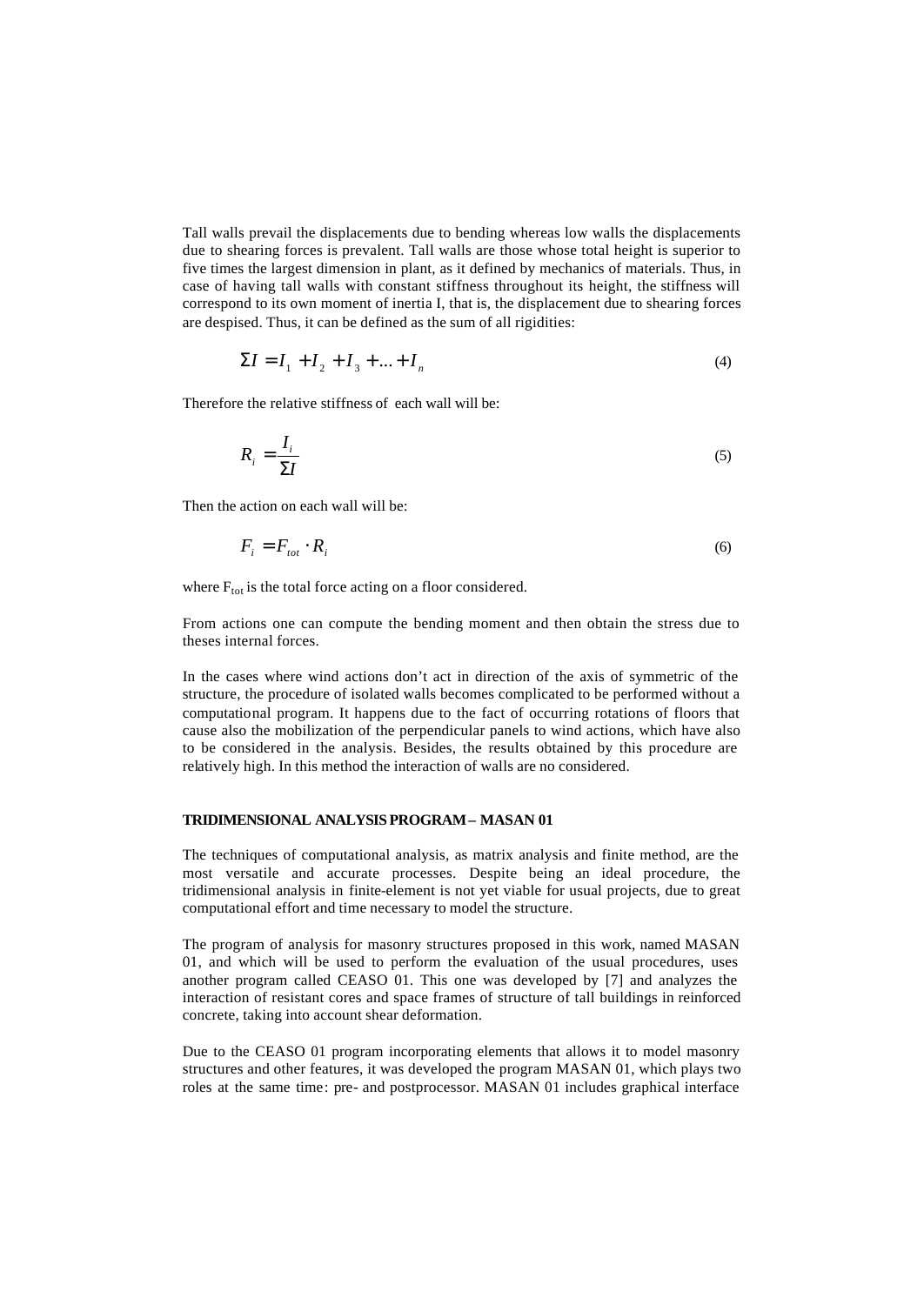Tall walls prevail the displacements due to bending whereas low walls the displacements due to shearing forces is prevalent. Tall walls are those whose total height is superior to five times the largest dimension in plant, as it defined by mechanics of materials. Thus, in case of having tall walls with constant stiffness throughout its height, the stiffness will correspond to its own moment of inertia I, that is, the displacement due to shearing forces are despised. Thus, it can be defined as the sum of all rigidities:

$$\Sigma I = I_1 + I_2 + I_3 + ... + I_n \tag{4}$$

Therefore the relative stiffness of each wall will be:

$$R_i = \frac{I_i}{\Sigma I} \tag{5}$$

Then the action on each wall will be:

$$F_i = F_{tot} \cdot R_i \tag{6}$$

where $F_{tot}$ is the total force acting on a floor considered.

From actions one can compute the bending moment and then obtain the stress due to theses internal forces.

In the cases where wind actions don't act in direction of the axis of symmetric of the structure, the procedure of isolated walls becomes complicated to be performed without a computational program. It happens due to the fact of occurring rotations of floors that cause also the mobilization of the perpendicular panels to wind actions, which have also to be considered in the analysis. Besides, the results obtained by this procedure are relatively high. In this method the interaction of walls are no considered.

**TRIDIMENSIONAL ANALYSIS PROGRAM – MASAN 01**

The techniques of computational analysis, as matrix analysis and finite method, are the most versatile and accurate processes. Despite being an ideal procedure, the tridimensional analysis in finite-element is not yet viable for usual projects, due to great computational effort and time necessary to model the structure.

The program of analysis for masonry structures proposed in this work, named MASAN 01, and which will be used to perform the evaluation of the usual procedures, uses another program called CEASO 01. This one was developed by [7] and analyzes the interaction of resistant cores and space frames of structure of tall buildings in reinforced concrete, taking into account shear deformation.

Due to the CEASO 01 program incorporating elements that allows it to model masonry structures and other features, it was developed the program MASAN 01, which plays two roles at the same time: pre- and postprocessor. MASAN 01 includes graphical interface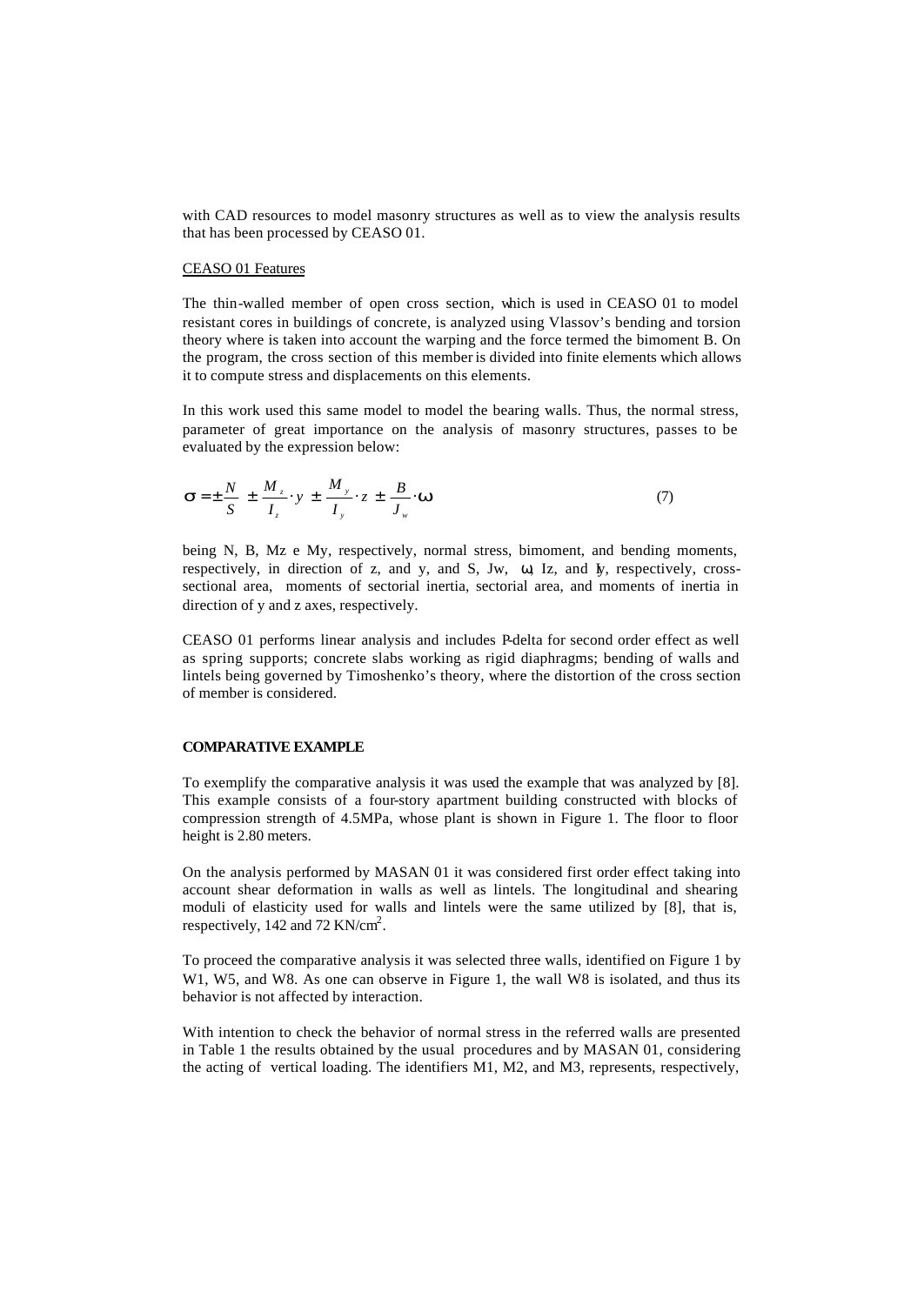with CAD resources to model masonry structures as well as to view the analysis results that has been processed by CEASO 01.

CEASO 01 Features

The thin-walled member of open cross section, which is used in CEASO 01 to model resistant cores in buildings of concrete, is analyzed using Vlassov's bending and torsion theory where is taken into account the warping and the force termed the bimoment B. On the program, the cross section of this member is divided into finite elements which allows it to compute stress and displacements on this elements.

In this work used this same model to model the bearing walls. Thus, the normal stress, parameter of great importance on the analysis of masonry structures, passes to be evaluated by the expression below:

$$\sigma = \pm \frac{N}{S} \pm \frac{M_z}{I_z} \cdot y \pm \frac{M_y}{I_y} \cdot z \pm \frac{B}{J_w} \cdot \omega \tag{7}$$

being N, B, Mz e My, respectively, normal stress, bimoment, and bending moments, respectively, in direction of z, and y, and S, Jw, $\omega$, Iz, and Iy, respectively, cross-sectional area, moments of sectorial inertia, sectorial area, and moments of inertia in direction of y and z axes, respectively.

CEASO 01 performs linear analysis and includes P-delta for second order effect as well as spring supports; concrete slabs working as rigid diaphragms; bending of walls and lintels being governed by Timoshenko's theory, where the distortion of the cross section of member is considered.

**COMPARATIVE EXAMPLE**

To exemplify the comparative analysis it was used the example that was analyzed by [8]. This example consists of a four-story apartment building constructed with blocks of compression strength of 4.5MPa, whose plant is shown in Figure 1. The floor to floor height is 2.80 meters.

On the analysis performed by MASAN 01 it was considered first order effect taking into account shear deformation in walls as well as lintels. The longitudinal and shearing moduli of elasticity used for walls and lintels were the same utilized by [8], that is, respectively, 142 and 72 KN/cm$^2$.

To proceed the comparative analysis it was selected three walls, identified on Figure 1 by W1, W5, and W8. As one can observe in Figure 1, the wall W8 is isolated, and thus its behavior is not affected by interaction.

With intention to check the behavior of normal stress in the referred walls are presented in Table 1 the results obtained by the usual procedures and by MASAN 01, considering the acting of vertical loading. The identifiers M1, M2, and M3, represents, respectively,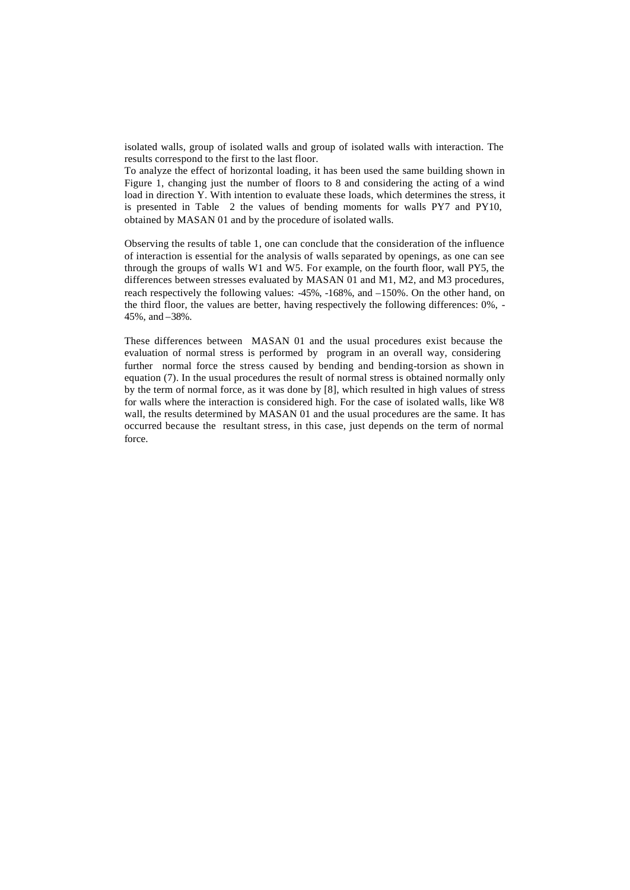isolated walls, group of isolated walls and group of isolated walls with interaction. The results correspond to the first to the last floor.

To analyze the effect of horizontal loading, it has been used the same building shown in Figure 1, changing just the number of floors to 8 and considering the acting of a wind load in direction Y. With intention to evaluate these loads, which determines the stress, it is presented in Table 2 the values of bending moments for walls PY7 and PY10, obtained by MASAN 01 and by the procedure of isolated walls.

Observing the results of table 1, one can conclude that the consideration of the influence of interaction is essential for the analysis of walls separated by openings, as one can see through the groups of walls W1 and W5. For example, on the fourth floor, wall PY5, the differences between stresses evaluated by MASAN 01 and M1, M2, and M3 procedures, reach respectively the following values: -45%, -168%, and –150%. On the other hand, on the third floor, the values are better, having respectively the following differences: 0%, -45%, and –38%.

These differences between MASAN 01 and the usual procedures exist because the evaluation of normal stress is performed by program in an overall way, considering further normal force the stress caused by bending and bending-torsion as shown in equation (7). In the usual procedures the result of normal stress is obtained normally only by the term of normal force, as it was done by [8], which resulted in high values of stress for walls where the interaction is considered high. For the case of isolated walls, like W8 wall, the results determined by MASAN 01 and the usual procedures are the same. It has occurred because the resultant stress, in this case, just depends on the term of normal force.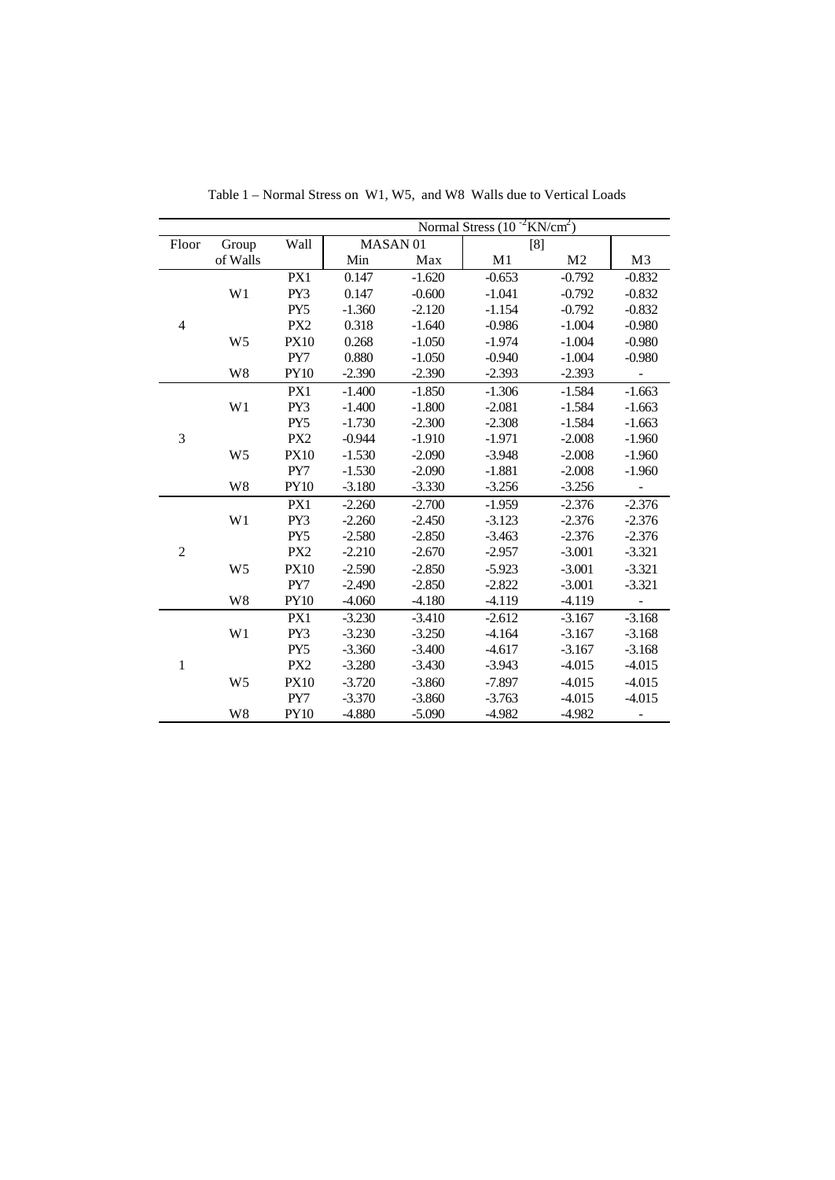Table 1 – Normal Stress on W1, W5, and W8 Walls due to Vertical Loads

| Floor | Group of Walls | Wall | Normal Stress ($10^{-2}$KN/cm$^2$) | | | | |
|---|---|---|---|---|---|---|---|
| | | | MASAN 01 | | [8] | | |
| | | | Min | Max | M1 | M2 | M3 |
| 4 | W1 | PX1 | 0.147 | -1.620 | -0.653 | -0.792 | -0.832 |
| | | PY3 | 0.147 | -0.600 | -1.041 | -0.792 | -0.832 |
| | | PY5 | -1.360 | -2.120 | -1.154 | -0.792 | -0.832 |
| | W5 | PX2 | 0.318 | -1.640 | -0.986 | -1.004 | -0.980 |
| | | PX10 | 0.268 | -1.050 | -1.974 | -1.004 | -0.980 |
| | | PY7 | 0.880 | -1.050 | -0.940 | -1.004 | -0.980 |
| | W8 | PY10 | -2.390 | -2.390 | -2.393 | -2.393 | - |
| 3 | W1 | PX1 | -1.400 | -1.850 | -1.306 | -1.584 | -1.663 |
| | | PY3 | -1.400 | -1.800 | -2.081 | -1.584 | -1.663 |
| | | PY5 | -1.730 | -2.300 | -2.308 | -1.584 | -1.663 |
| | W5 | PX2 | -0.944 | -1.910 | -1.971 | -2.008 | -1.960 |
| | | PX10 | -1.530 | -2.090 | -3.948 | -2.008 | -1.960 |
| | | PY7 | -1.530 | -2.090 | -1.881 | -2.008 | -1.960 |
| | W8 | PY10 | -3.180 | -3.330 | -3.256 | -3.256 | - |
| 2 | W1 | PX1 | -2.260 | -2.700 | -1.959 | -2.376 | -2.376 |
| | | PY3 | -2.260 | -2.450 | -3.123 | -2.376 | -2.376 |
| | | PY5 | -2.580 | -2.850 | -3.463 | -2.376 | -2.376 |
| | W5 | PX2 | -2.210 | -2.670 | -2.957 | -3.001 | -3.321 |
| | | PX10 | -2.590 | -2.850 | -5.923 | -3.001 | -3.321 |
| | | PY7 | -2.490 | -2.850 | -2.822 | -3.001 | -3.321 |
| | W8 | PY10 | -4.060 | -4.180 | -4.119 | -4.119 | - |
| 1 | W1 | PX1 | -3.230 | -3.410 | -2.612 | -3.167 | -3.168 |
| | | PY3 | -3.230 | -3.250 | -4.164 | -3.167 | -3.168 |
| | | PY5 | -3.360 | -3.400 | -4.617 | -3.167 | -3.168 |
| | W5 | PX2 | -3.280 | -3.430 | -3.943 | -4.015 | -4.015 |
| | | PX10 | -3.720 | -3.860 | -7.897 | -4.015 | -4.015 |
| | | PY7 | -3.370 | -3.860 | -3.763 | -4.015 | -4.015 |
| | W8 | PY10 | -4.880 | -5.090 | -4.982 | -4.982 | - |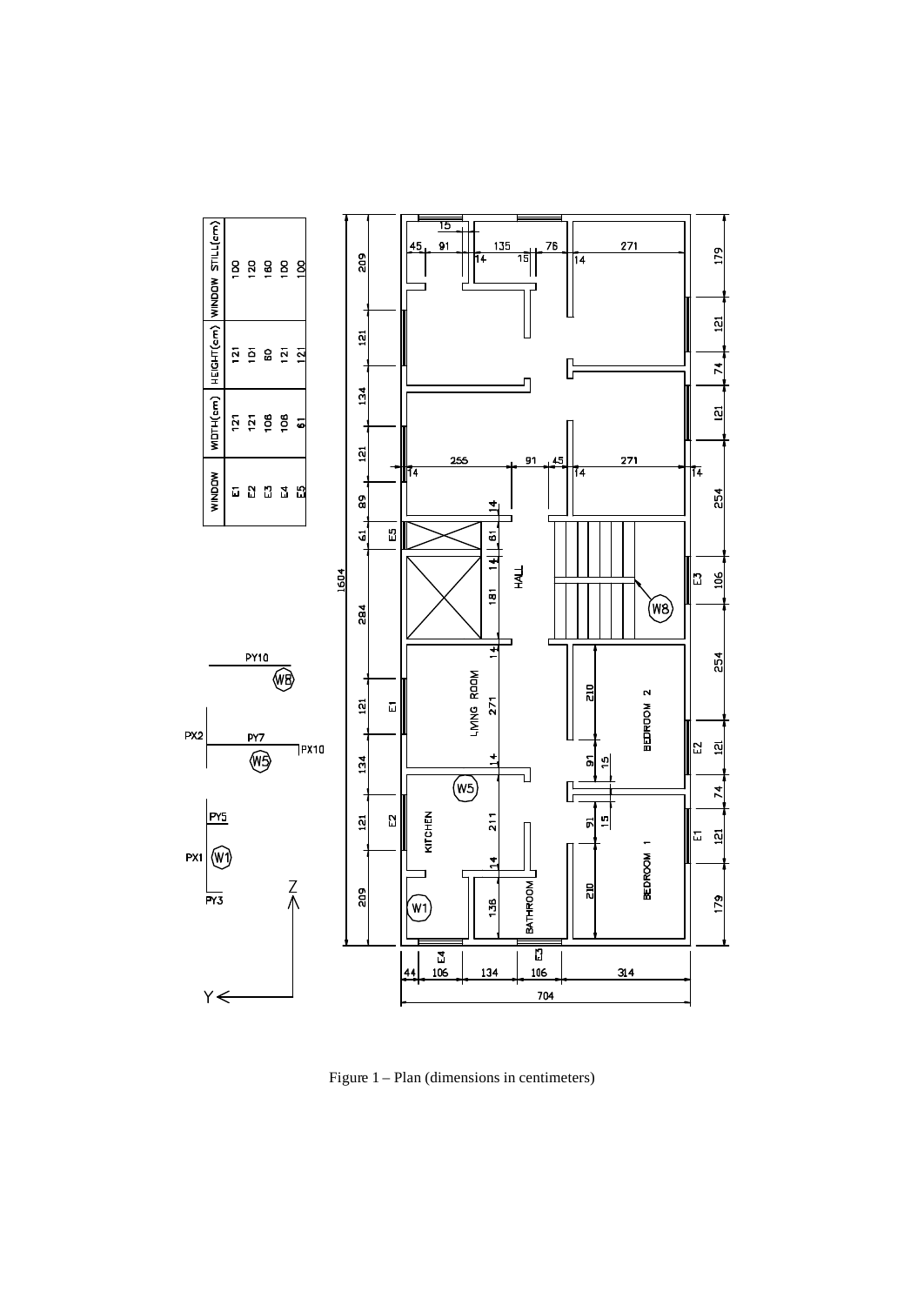| WINDOW | WIDTH(cm) | HEIGHT(cm) | WINDOW STILL(cm) |
|---|---|---|---|
| E1 | 121 | 121 | 100 |
| E2 | 121 | 101 | 120 |
| E3 | 106 | 60 | 160 |
| E4 | 106 | 121 | 100 |
| E5 | 61 | 121 | 100 |

Figure 1 – Plan (dimensions in centimeters)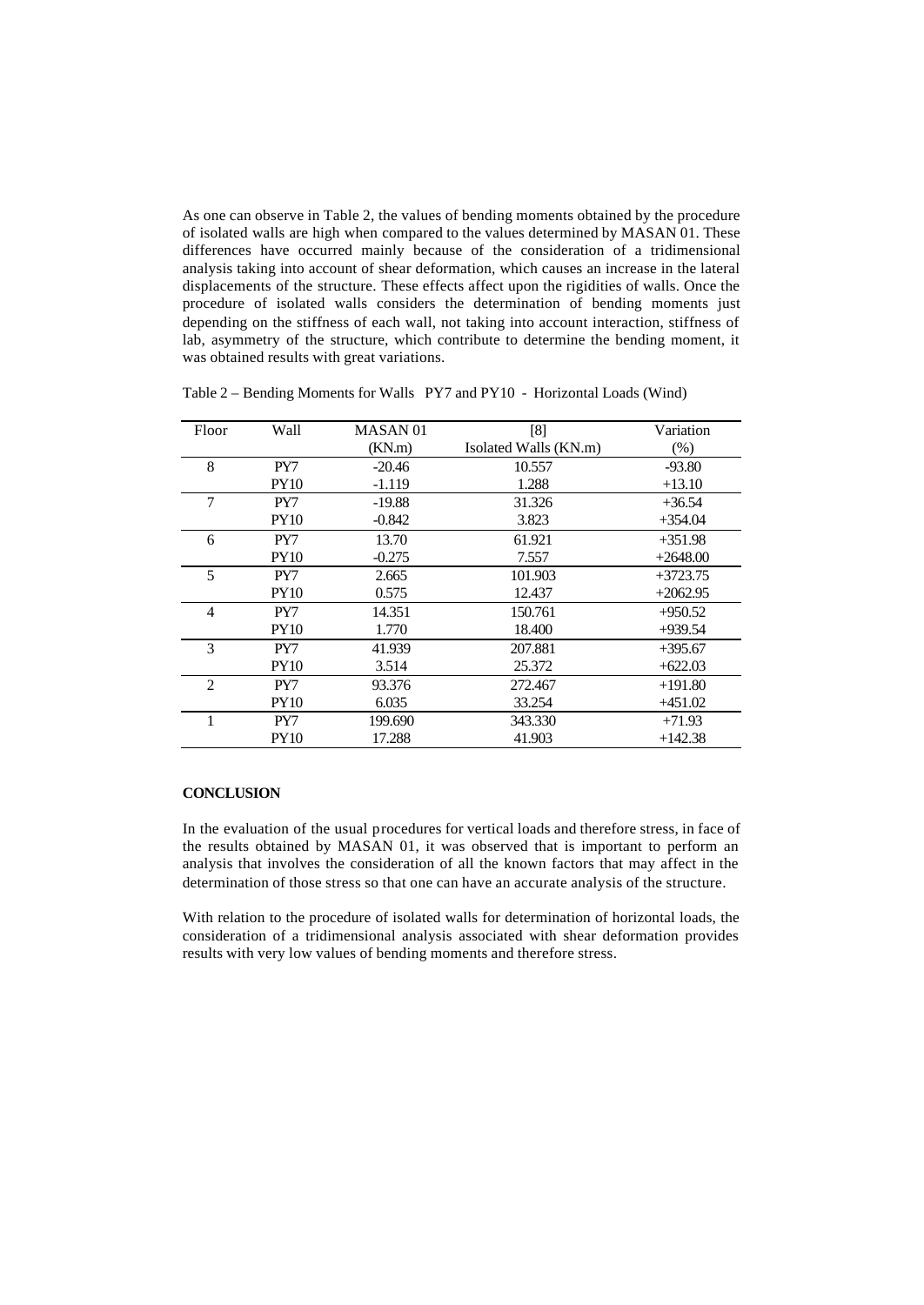As one can observe in Table 2, the values of bending moments obtained by the procedure of isolated walls are high when compared to the values determined by MASAN 01. These differences have occurred mainly because of the consideration of a tridimensional analysis taking into account of shear deformation, which causes an increase in the lateral displacements of the structure. These effects affect upon the rigidities of walls. Once the procedure of isolated walls considers the determination of bending moments just depending on the stiffness of each wall, not taking into account interaction, stiffness of lab, asymmetry of the structure, which contribute to determine the bending moment, it was obtained results with great variations.

Table 2 – Bending Moments for Walls PY7 and PY10 - Horizontal Loads (Wind)

| Floor | Wall | MASAN 01 (KN.m) | [8] Isolated Walls (KN.m) | Variation (%) |
|---|---|---|---|---|
| 8 | PY7 | -20.46 | 10.557 | -93.80 |
| | PY10 | -1.119 | 1.288 | +13.10 |
| 7 | PY7 | -19.88 | 31.326 | +36.54 |
| | PY10 | -0.842 | 3.823 | +354.04 |
| 6 | PY7 | 13.70 | 61.921 | +351.98 |
| | PY10 | -0.275 | 7.557 | +2648.00 |
| 5 | PY7 | 2.665 | 101.903 | +3723.75 |
| | PY10 | 0.575 | 12.437 | +2062.95 |
| 4 | PY7 | 14.351 | 150.761 | +950.52 |
| | PY10 | 1.770 | 18.400 | +939.54 |
| 3 | PY7 | 41.939 | 207.881 | +395.67 |
| | PY10 | 3.514 | 25.372 | +622.03 |
| 2 | PY7 | 93.376 | 272.467 | +191.80 |
| | PY10 | 6.035 | 33.254 | +451.02 |
| 1 | PY7 | 199.690 | 343.330 | +71.93 |
| | PY10 | 17.288 | 41.903 | +142.38 |

**CONCLUSION**

In the evaluation of the usual procedures for vertical loads and therefore stress, in face of the results obtained by MASAN 01, it was observed that is important to perform an analysis that involves the consideration of all the known factors that may affect in the determination of those stress so that one can have an accurate analysis of the structure.

With relation to the procedure of isolated walls for determination of horizontal loads, the consideration of a tridimensional analysis associated with shear deformation provides results with very low values of bending moments and therefore stress.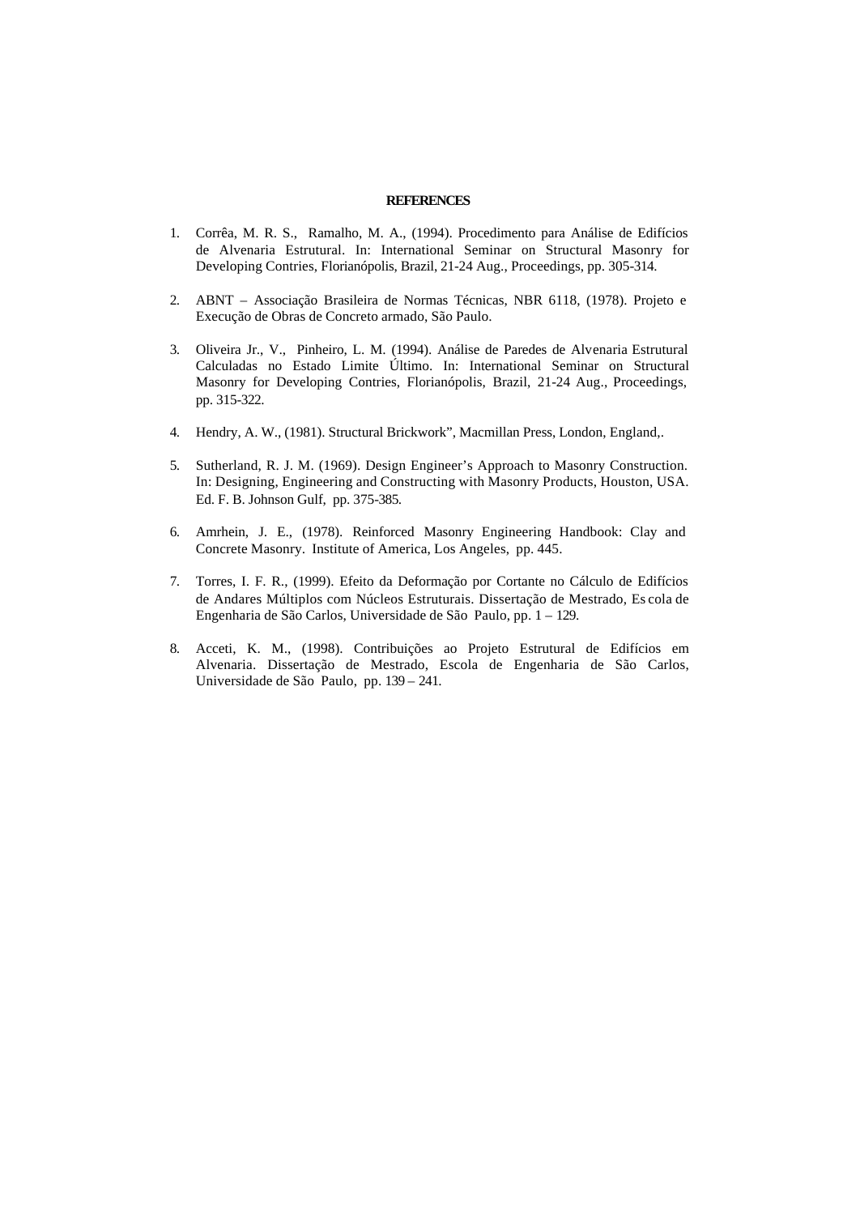**REFERENCES**

1. Corrêa, M. R. S., Ramalho, M. A., (1994). Procedimento para Análise de Edifícios de Alvenaria Estrutural. In: International Seminar on Structural Masonry for Developing Contries, Florianópolis, Brazil, 21-24 Aug., Proceedings, pp. 305-314.

2. ABNT – Associação Brasileira de Normas Técnicas, NBR 6118, (1978). Projeto e Execução de Obras de Concreto armado, São Paulo.

3. Oliveira Jr., V., Pinheiro, L. M. (1994). Análise de Paredes de Alvenaria Estrutural Calculadas no Estado Limite Último. In: International Seminar on Structural Masonry for Developing Contries, Florianópolis, Brazil, 21-24 Aug., Proceedings, pp. 315-322.

4. Hendry, A. W., (1981). Structural Brickwork", Macmillan Press, London, England,.

5. Sutherland, R. J. M. (1969). Design Engineer's Approach to Masonry Construction. In: Designing, Engineering and Constructing with Masonry Products, Houston, USA. Ed. F. B. Johnson Gulf, pp. 375-385.

6. Amrhein, J. E., (1978). Reinforced Masonry Engineering Handbook: Clay and Concrete Masonry. Institute of America, Los Angeles, pp. 445.

7. Torres, I. F. R., (1999). Efeito da Deformação por Cortante no Cálculo de Edifícios de Andares Múltiplos com Núcleos Estruturais. Dissertação de Mestrado, Escola de Engenharia de São Carlos, Universidade de São Paulo, pp. 1 – 129.

8. Acceti, K. M., (1998). Contribuições ao Projeto Estrutural de Edifícios em Alvenaria. Dissertação de Mestrado, Escola de Engenharia de São Carlos, Universidade de São Paulo, pp. 139 – 241.